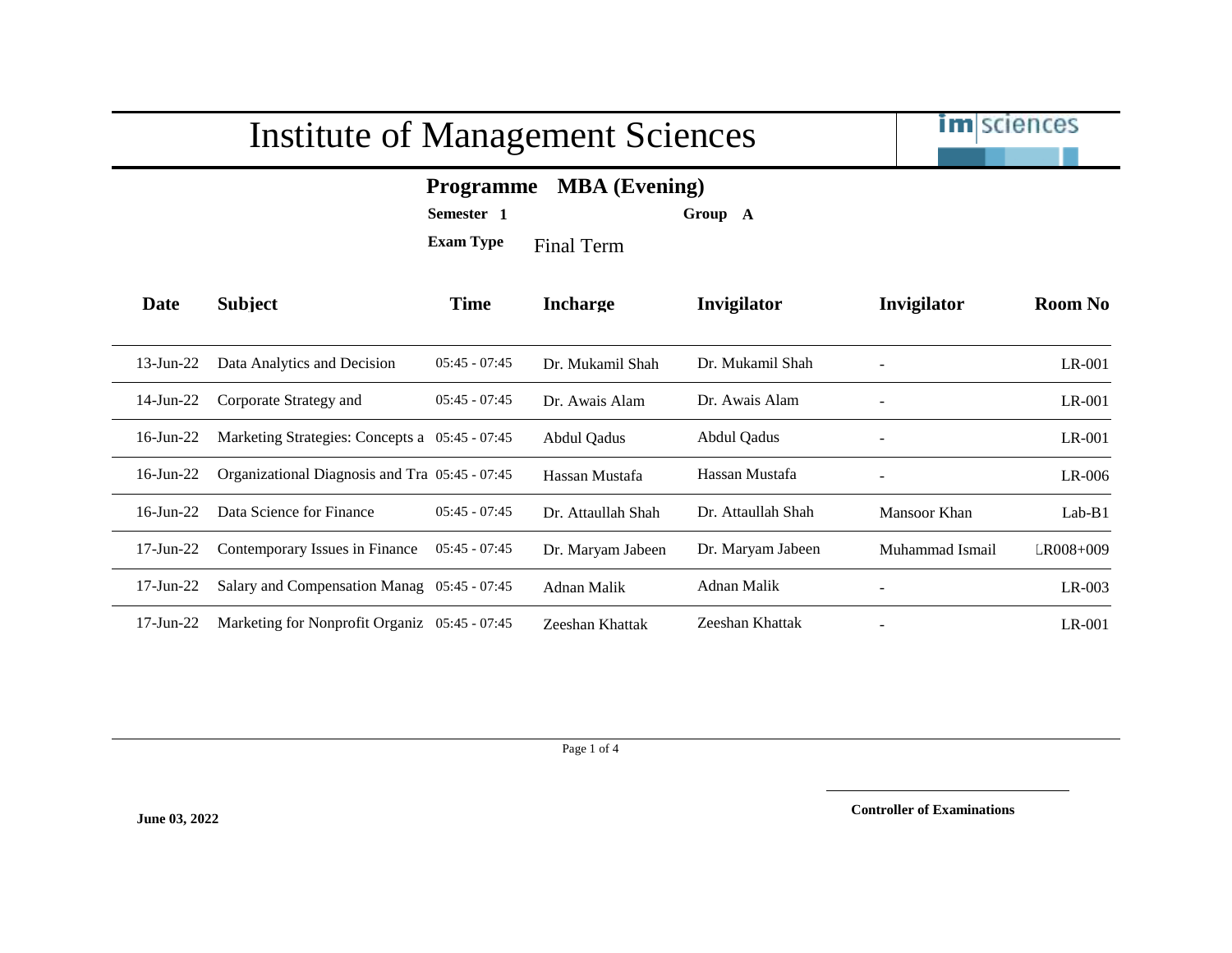# Institute of Management Sciences

im|sciences

**Programme MBA (Evening)**

**Semester 1** **Group A**

**Exam Type** Final Term

| Date | Subject | Time | Incharge | Invigilator | Invigilator | Room No |
|---|---|---|---|---|---|---|
| 13-Jun-22 | Data Analytics and Decision | 05:45 - 07:45 | Dr. Mukamil Shah | Dr. Mukamil Shah | - | LR-001 |
| 14-Jun-22 | Corporate Strategy and | 05:45 - 07:45 | Dr. Awais Alam | Dr. Awais Alam | - | LR-001 |
| 16-Jun-22 | Marketing Strategies: Concepts a | 05:45 - 07:45 | Abdul Qadus | Abdul Qadus | - | LR-001 |
| 16-Jun-22 | Organizational Diagnosis and Tra | 05:45 - 07:45 | Hassan Mustafa | Hassan Mustafa | - | LR-006 |
| 16-Jun-22 | Data Science for Finance | 05:45 - 07:45 | Dr. Attaullah Shah | Dr. Attaullah Shah | Mansoor Khan | Lab-B1 |
| 17-Jun-22 | Contemporary Issues in Finance | 05:45 - 07:45 | Dr. Maryam Jabeen | Dr. Maryam Jabeen | Muhammad Ismail | LR008+009 |
| 17-Jun-22 | Salary and Compensation Manag | 05:45 - 07:45 | Adnan Malik | Adnan Malik | - | LR-003 |
| 17-Jun-22 | Marketing for Nonprofit Organiz | 05:45 - 07:45 | Zeeshan Khattak | Zeeshan Khattak | - | LR-001 |

**June 03, 2022**

**Controller of Examinations**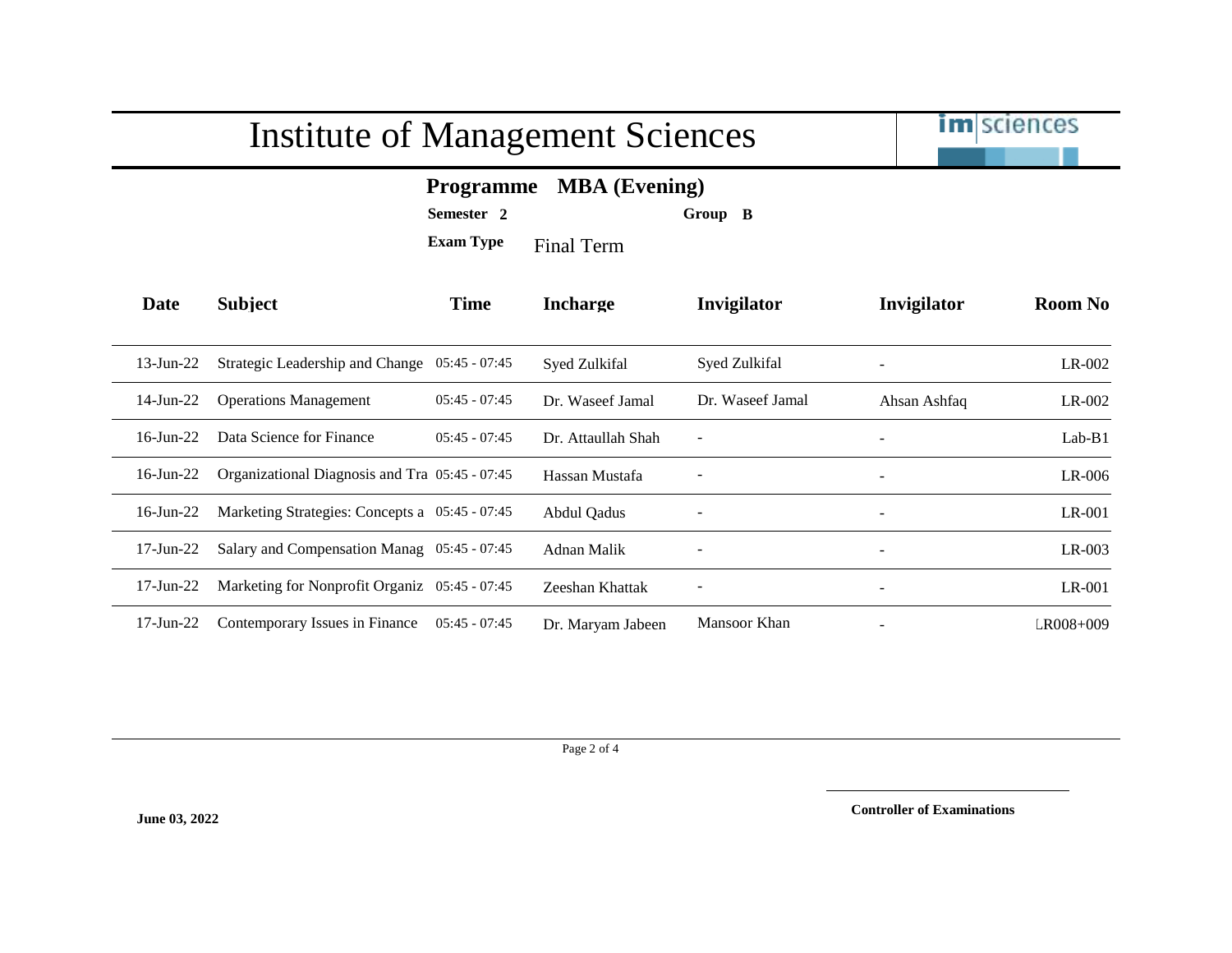# Institute of Management Sciences

**Programme** **MBA (Evening)**

**Semester** **2** **Group** **B**

**Exam Type** Final Term

| Date | Subject | Time | Incharge | Invigilator | Invigilator | Room No |
|---|---|---|---|---|---|---|
| 13-Jun-22 | Strategic Leadership and Change | 05:45 - 07:45 | Syed Zulkifal | Syed Zulkifal | - | LR-002 |
| 14-Jun-22 | Operations Management | 05:45 - 07:45 | Dr. Waseef Jamal | Dr. Waseef Jamal | Ahsan Ashfaq | LR-002 |
| 16-Jun-22 | Data Science for Finance | 05:45 - 07:45 | Dr. Attaullah Shah | - | - | Lab-B1 |
| 16-Jun-22 | Organizational Diagnosis and Tra | 05:45 - 07:45 | Hassan Mustafa | - | - | LR-006 |
| 16-Jun-22 | Marketing Strategies: Concepts a | 05:45 - 07:45 | Abdul Qadus | - | - | LR-001 |
| 17-Jun-22 | Salary and Compensation Manag | 05:45 - 07:45 | Adnan Malik | - | - | LR-003 |
| 17-Jun-22 | Marketing for Nonprofit Organiz | 05:45 - 07:45 | Zeeshan Khattak | - | - | LR-001 |
| 17-Jun-22 | Contemporary Issues in Finance | 05:45 - 07:45 | Dr. Maryam Jabeen | Mansoor Khan | - | LR008+009 |

**June 03, 2022**

**Controller of Examinations**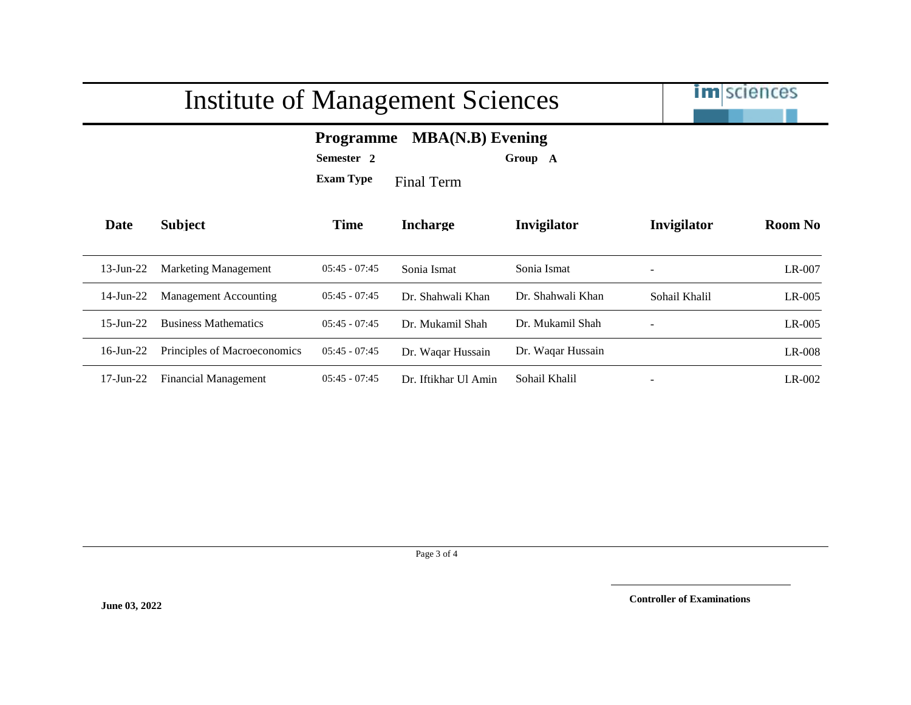# Institute of Management Sciences

**Programme MBA(N.B) Evening**

**Semester 2** **Group A**

**Exam Type** Final Term

| Date | Subject | Time | Incharge | Invigilator | Invigilator | Room No |
|---|---|---|---|---|---|---|
| 13-Jun-22 | Marketing Management | 05:45 - 07:45 | Sonia Ismat | Sonia Ismat | - | LR-007 |
| 14-Jun-22 | Management Accounting | 05:45 - 07:45 | Dr. Shahwali Khan | Dr. Shahwali Khan | Sohail Khalil | LR-005 |
| 15-Jun-22 | Business Mathematics | 05:45 - 07:45 | Dr. Mukamil Shah | Dr. Mukamil Shah | - | LR-005 |
| 16-Jun-22 | Principles of Macroeconomics | 05:45 - 07:45 | Dr. Waqar Hussain | Dr. Waqar Hussain | | LR-008 |
| 17-Jun-22 | Financial Management | 05:45 - 07:45 | Dr. Iftikhar Ul Amin | Sohail Khalil | - | LR-002 |

**June 03, 2022**

**Controller of Examinations**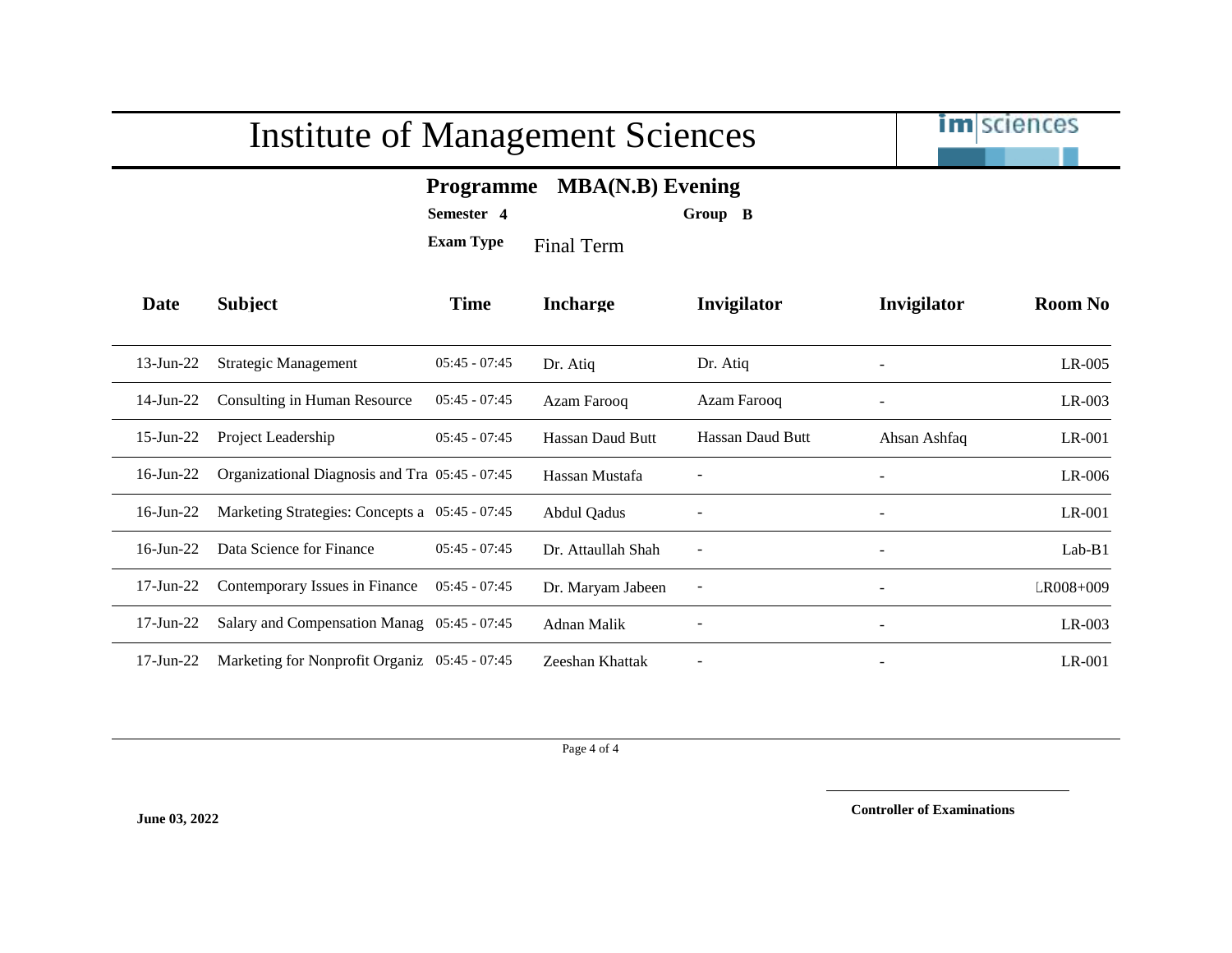# Institute of Management Sciences

**Programme** **MBA(N.B) Evening**

**Semester 4** **Group B**

**Exam Type** Final Term

| Date | Subject | Time | Incharge | Invigilator | Invigilator | Room No |
|---|---|---|---|---|---|---|
| 13-Jun-22 | Strategic Management | 05:45 - 07:45 | Dr. Atiq | Dr. Atiq | - | LR-005 |
| 14-Jun-22 | Consulting in Human Resource | 05:45 - 07:45 | Azam Farooq | Azam Farooq | - | LR-003 |
| 15-Jun-22 | Project Leadership | 05:45 - 07:45 | Hassan Daud Butt | Hassan Daud Butt | Ahsan Ashfaq | LR-001 |
| 16-Jun-22 | Organizational Diagnosis and Tra | 05:45 - 07:45 | Hassan Mustafa | - | - | LR-006 |
| 16-Jun-22 | Marketing Strategies: Concepts a | 05:45 - 07:45 | Abdul Qadus | - | - | LR-001 |
| 16-Jun-22 | Data Science for Finance | 05:45 - 07:45 | Dr. Attaullah Shah | - | - | Lab-B1 |
| 17-Jun-22 | Contemporary Issues in Finance | 05:45 - 07:45 | Dr. Maryam Jabeen | - | - | LR008+009 |
| 17-Jun-22 | Salary and Compensation Manag | 05:45 - 07:45 | Adnan Malik | - | - | LR-003 |
| 17-Jun-22 | Marketing for Nonprofit Organiz | 05:45 - 07:45 | Zeeshan Khattak | - | - | LR-001 |

**June 03, 2022**

**Controller of Examinations**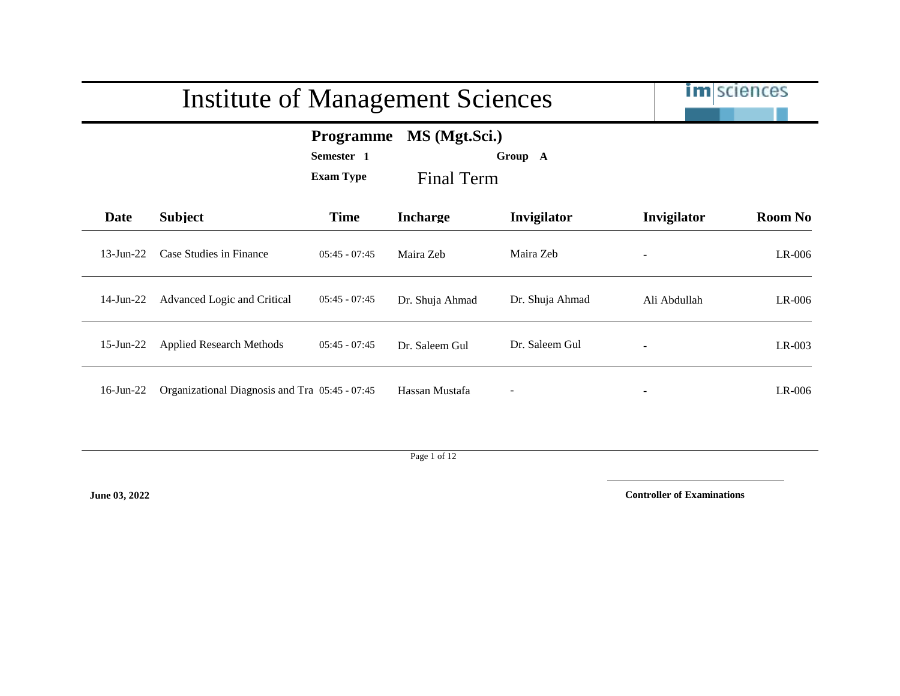# Institute of Management Sciences

im|sciences

**Programme** **MS (Mgt.Sci.)**

**Semester** **1** **Group** **A**

**Exam Type** Final Term

| Date | Subject | Time | Incharge | Invigilator | Invigilator | Room No |
|---|---|---|---|---|---|---|
| 13-Jun-22 | Case Studies in Finance | 05:45 - 07:45 | Maira Zeb | Maira Zeb | - | LR-006 |
| 14-Jun-22 | Advanced Logic and Critical | 05:45 - 07:45 | Dr. Shuja Ahmad | Dr. Shuja Ahmad | Ali Abdullah | LR-006 |
| 15-Jun-22 | Applied Research Methods | 05:45 - 07:45 | Dr. Saleem Gul | Dr. Saleem Gul | - | LR-003 |
| 16-Jun-22 | Organizational Diagnosis and Tra | 05:45 - 07:45 | Hassan Mustafa | - | - | LR-006 |

**June 03, 2022**

**Controller of Examinations**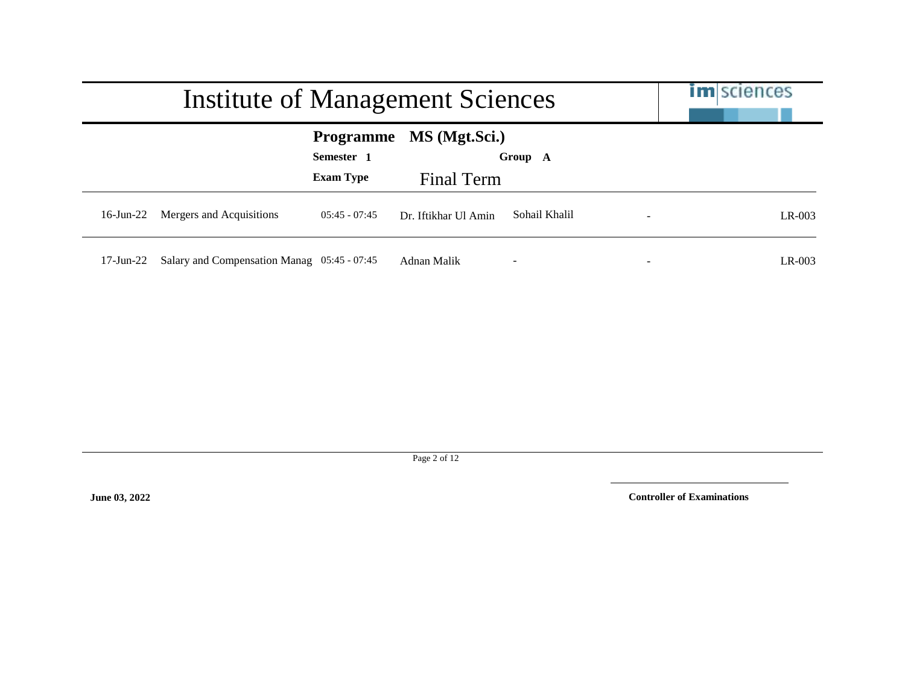# Institute of Management Sciences

**Programme** **MS (Mgt.Sci.)**

**Semester 1** **Group A**

**Exam Type** Final Term

| | | | | | | |
|---|---|---|---|---|---|---|
| 16-Jun-22 | Mergers and Acquisitions | 05:45 - 07:45 | Dr. Iftikhar Ul Amin | Sohail Khalil | - | LR-003 |
| 17-Jun-22 | Salary and Compensation Manag | 05:45 - 07:45 | Adnan Malik | - | - | LR-003 |

**June 03, 2022**

**Controller of Examinations**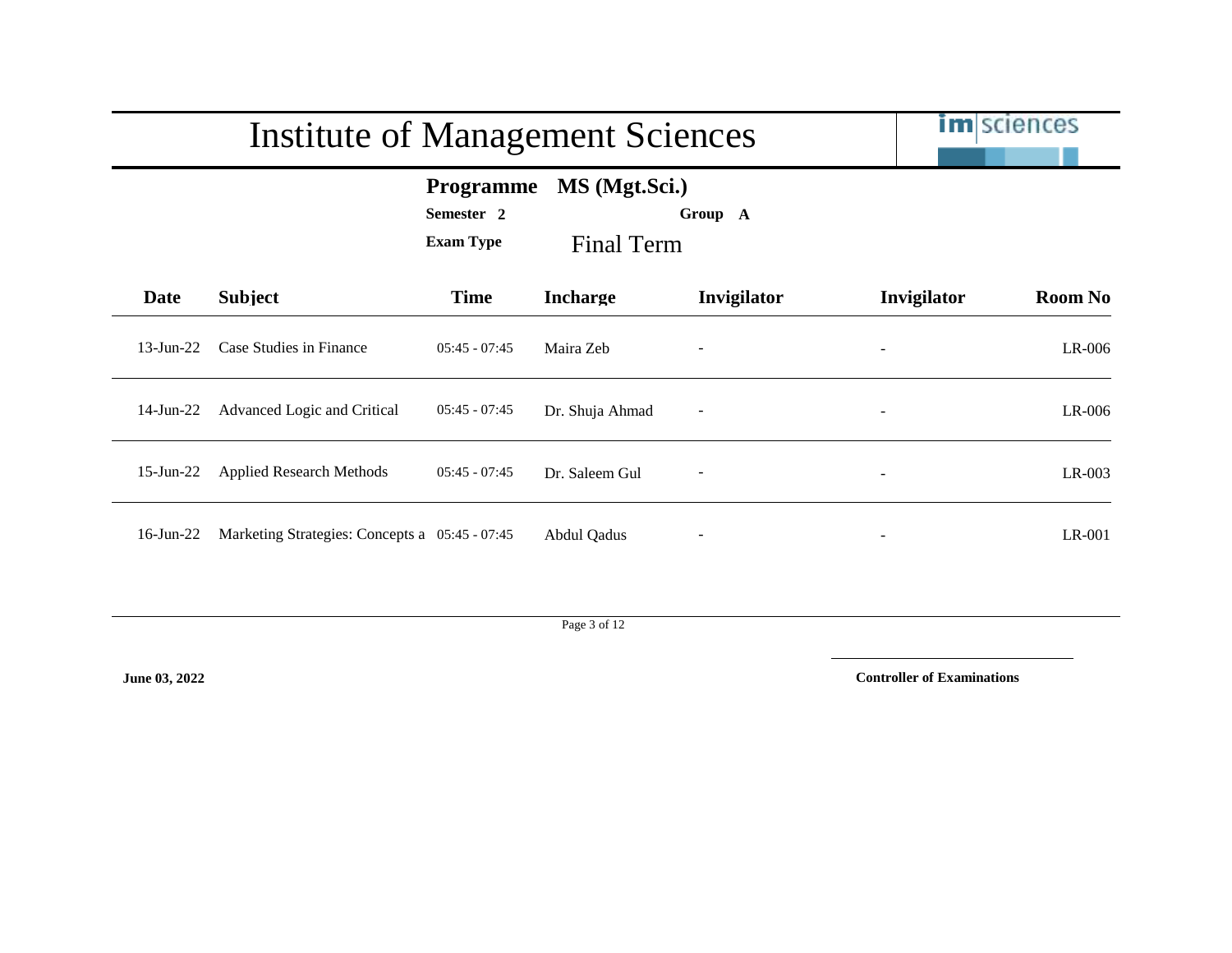# Institute of Management Sciences

**Programme** **MS (Mgt.Sci.)**

**Semester** **2** **Group** **A**

**Exam Type** Final Term

| Date | Subject | Time | Incharge | Invigilator | Invigilator | Room No |
|---|---|---|---|---|---|---|
| 13-Jun-22 | Case Studies in Finance | 05:45 - 07:45 | Maira Zeb | - | - | LR-006 |
| 14-Jun-22 | Advanced Logic and Critical | 05:45 - 07:45 | Dr. Shuja Ahmad | - | - | LR-006 |
| 15-Jun-22 | Applied Research Methods | 05:45 - 07:45 | Dr. Saleem Gul | - | - | LR-003 |
| 16-Jun-22 | Marketing Strategies: Concepts a | 05:45 - 07:45 | Abdul Qadus | - | - | LR-001 |

**June 03, 2022**

**Controller of Examinations**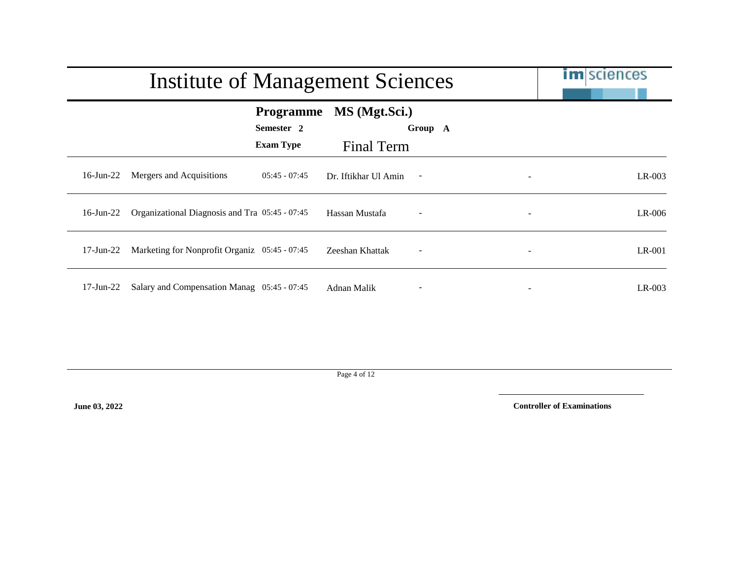# Institute of Management Sciences

**Programme** **MS (Mgt.Sci.)**

**Semester 2** **Group A**

**Exam Type** Final Term

| | | | | | | |
|---|---|---|---|---|---|---|
| 16-Jun-22 | Mergers and Acquisitions | 05:45 - 07:45 | Dr. Iftikhar Ul Amin | - | - | LR-003 |
| 16-Jun-22 | Organizational Diagnosis and Tra | 05:45 - 07:45 | Hassan Mustafa | - | - | LR-006 |
| 17-Jun-22 | Marketing for Nonprofit Organiz | 05:45 - 07:45 | Zeeshan Khattak | - | - | LR-001 |
| 17-Jun-22 | Salary and Compensation Manag | 05:45 - 07:45 | Adnan Malik | - | - | LR-003 |

**June 03, 2022**

**Controller of Examinations**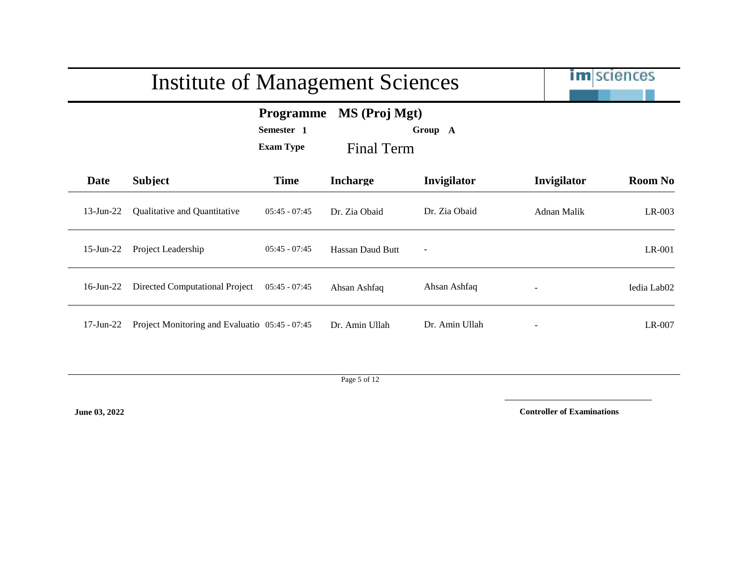# Institute of Management Sciences

**Programme** **MS (Proj Mgt)**

**Semester 1** **Group A**

**Exam Type** Final Term

| Date | Subject | Time | Incharge | Invigilator | Invigilator | Room No |
|---|---|---|---|---|---|---|
| 13-Jun-22 | Qualitative and Quantitative | 05:45 - 07:45 | Dr. Zia Obaid | Dr. Zia Obaid | Adnan Malik | LR-003 |
| 15-Jun-22 | Project Leadership | 05:45 - 07:45 | Hassan Daud Butt | - | | LR-001 |
| 16-Jun-22 | Directed Computational Project | 05:45 - 07:45 | Ahsan Ashfaq | Ahsan Ashfaq | - | Iedia Lab02 |
| 17-Jun-22 | Project Monitoring and Evaluatio | 05:45 - 07:45 | Dr. Amin Ullah | Dr. Amin Ullah | - | LR-007 |

**June 03, 2022**

**Controller of Examinations**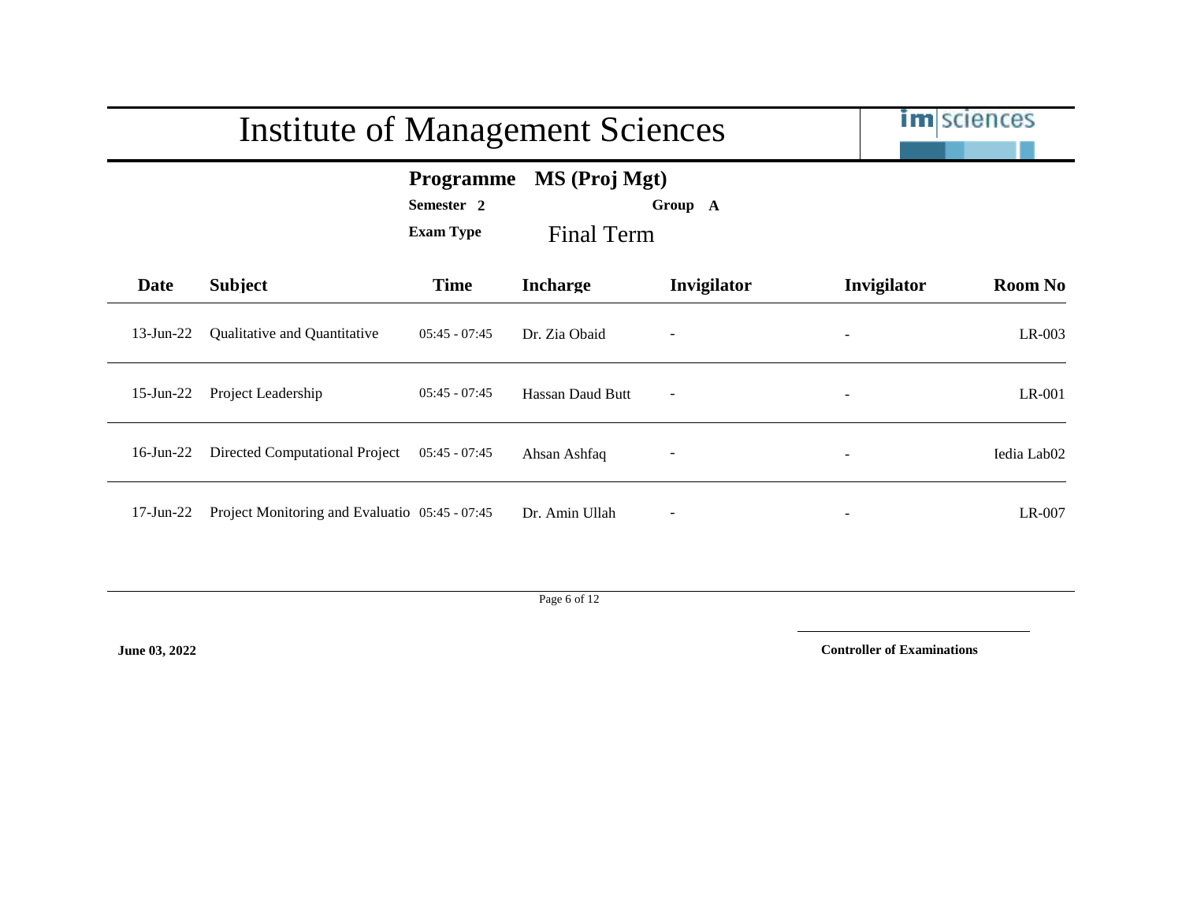# Institute of Management Sciences

**Programme** **MS (Proj Mgt)**

**Semester** **2** **Group** **A**

**Exam Type** Final Term

| Date | Subject | Time | Incharge | Invigilator | Invigilator | Room No |
|---|---|---|---|---|---|---|
| 13-Jun-22 | Qualitative and Quantitative | 05:45 - 07:45 | Dr. Zia Obaid | - | - | LR-003 |
| 15-Jun-22 | Project Leadership | 05:45 - 07:45 | Hassan Daud Butt | - | - | LR-001 |
| 16-Jun-22 | Directed Computational Project | 05:45 - 07:45 | Ahsan Ashfaq | - | - | Iedia Lab02 |
| 17-Jun-22 | Project Monitoring and Evaluatio | 05:45 - 07:45 | Dr. Amin Ullah | - | - | LR-007 |

**June 03, 2022**

**Controller of Examinations**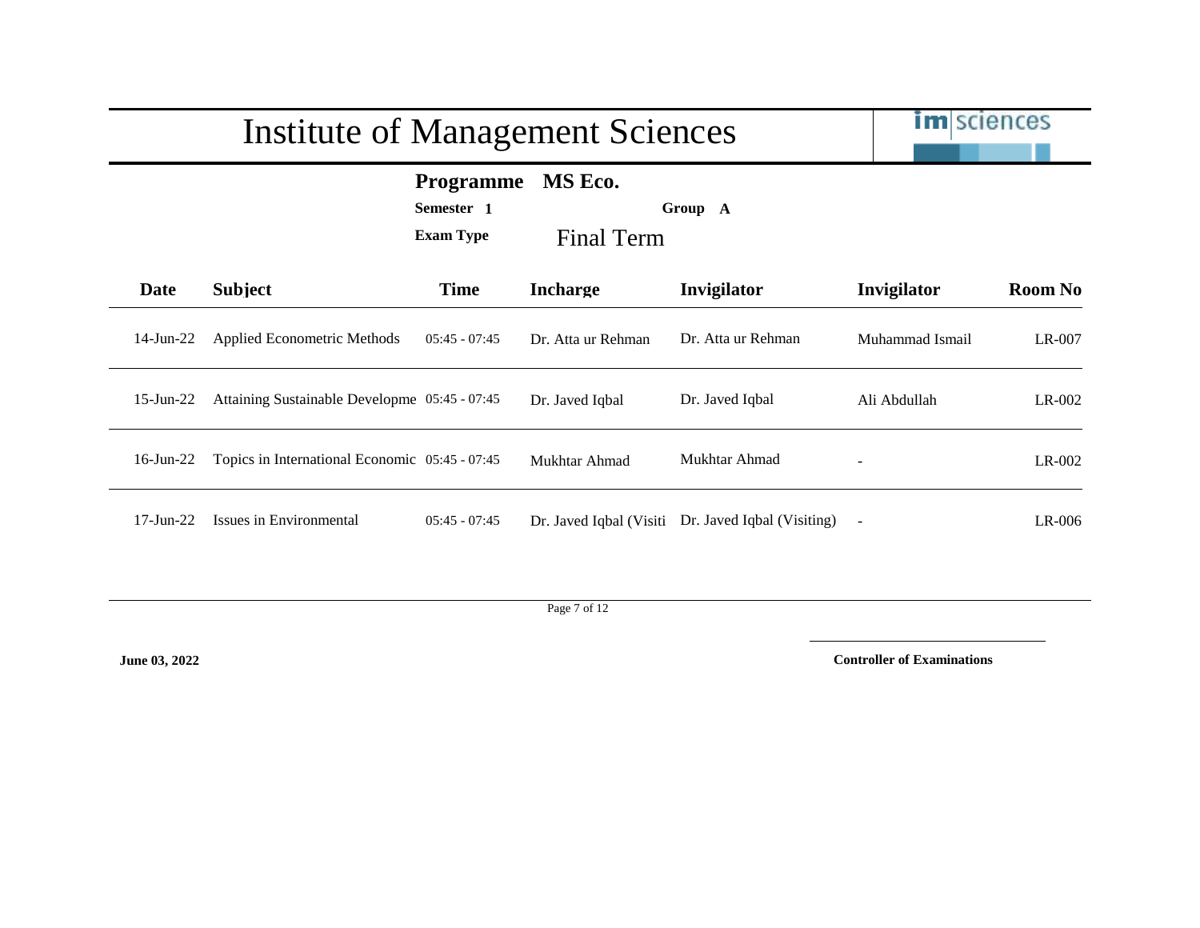# Institute of Management Sciences

**Programme** **MS Eco.**

**Semester 1** **Group A**

**Exam Type** Final Term

| Date | Subject | Time | Incharge | Invigilator | Invigilator | Room No |
|---|---|---|---|---|---|---|
| 14-Jun-22 | Applied Econometric Methods | 05:45 - 07:45 | Dr. Atta ur Rehman | Dr. Atta ur Rehman | Muhammad Ismail | LR-007 |
| 15-Jun-22 | Attaining Sustainable Developme | 05:45 - 07:45 | Dr. Javed Iqbal | Dr. Javed Iqbal | Ali Abdullah | LR-002 |
| 16-Jun-22 | Topics in International Economic | 05:45 - 07:45 | Mukhtar Ahmad | Mukhtar Ahmad | - | LR-002 |
| 17-Jun-22 | Issues in Environmental | 05:45 - 07:45 | Dr. Javed Iqbal (Visiti | Dr. Javed Iqbal (Visiting) | - | LR-006 |

**June 03, 2022**

**Controller of Examinations**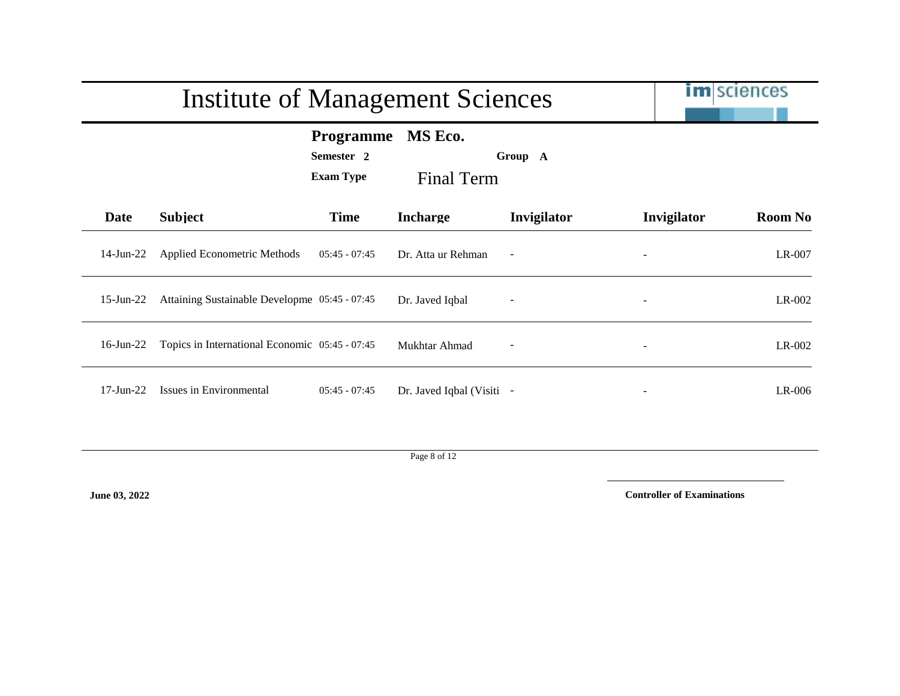# Institute of Management Sciences

**Programme** **MS Eco.**

**Semester 2** **Group A**

**Exam Type** Final Term

| Date | Subject | Time | Incharge | Invigilator | Invigilator | Room No |
|---|---|---|---|---|---|---|
| 14-Jun-22 | Applied Econometric Methods | 05:45 - 07:45 | Dr. Atta ur Rehman | - | - | LR-007 |
| 15-Jun-22 | Attaining Sustainable Developme | 05:45 - 07:45 | Dr. Javed Iqbal | - | - | LR-002 |
| 16-Jun-22 | Topics in International Economic | 05:45 - 07:45 | Mukhtar Ahmad | - | - | LR-002 |
| 17-Jun-22 | Issues in Environmental | 05:45 - 07:45 | Dr. Javed Iqbal (Visiti | - | - | LR-006 |

**June 03, 2022**

**Controller of Examinations**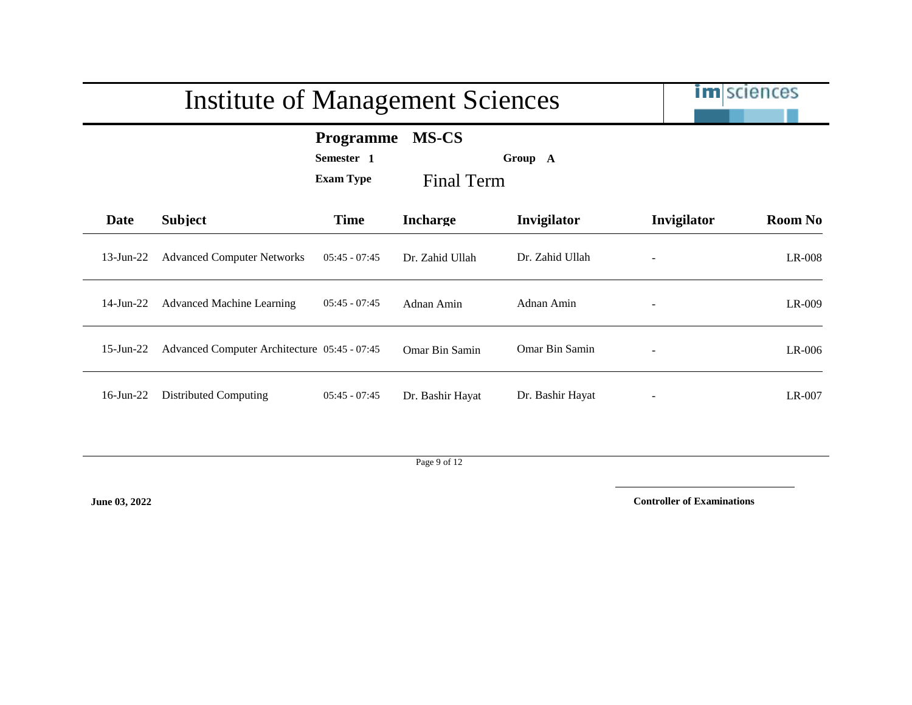# Institute of Management Sciences

**Programme** **MS-CS**

**Semester** **1** **Group** **A**

**Exam Type** Final Term

| Date | Subject | Time | Incharge | Invigilator | Invigilator | Room No |
|---|---|---|---|---|---|---|
| 13-Jun-22 | Advanced Computer Networks | 05:45 - 07:45 | Dr. Zahid Ullah | Dr. Zahid Ullah | - | LR-008 |
| 14-Jun-22 | Advanced Machine Learning | 05:45 - 07:45 | Adnan Amin | Adnan Amin | - | LR-009 |
| 15-Jun-22 | Advanced Computer Architecture | 05:45 - 07:45 | Omar Bin Samin | Omar Bin Samin | - | LR-006 |
| 16-Jun-22 | Distributed Computing | 05:45 - 07:45 | Dr. Bashir Hayat | Dr. Bashir Hayat | - | LR-007 |

**June 03, 2022**

**Controller of Examinations**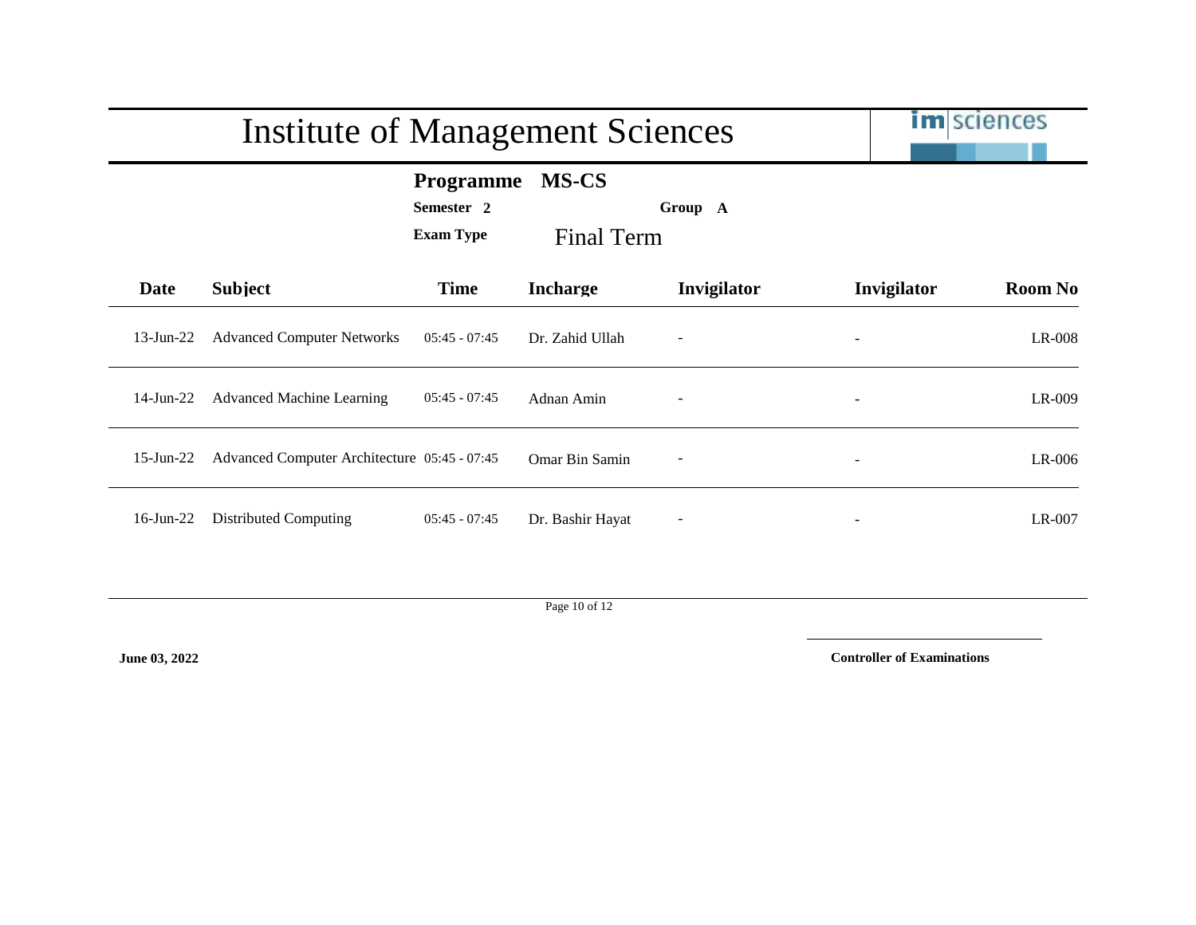# Institute of Management Sciences

**Programme** **MS-CS**

**Semester** **2** **Group** **A**

**Exam Type** Final Term

| Date | Subject | Time | Incharge | Invigilator | Invigilator | Room No |
|---|---|---|---|---|---|---|
| 13-Jun-22 | Advanced Computer Networks | 05:45 - 07:45 | Dr. Zahid Ullah | - | - | LR-008 |
| 14-Jun-22 | Advanced Machine Learning | 05:45 - 07:45 | Adnan Amin | - | - | LR-009 |
| 15-Jun-22 | Advanced Computer Architecture | 05:45 - 07:45 | Omar Bin Samin | - | - | LR-006 |
| 16-Jun-22 | Distributed Computing | 05:45 - 07:45 | Dr. Bashir Hayat | - | - | LR-007 |

**June 03, 2022**

**Controller of Examinations**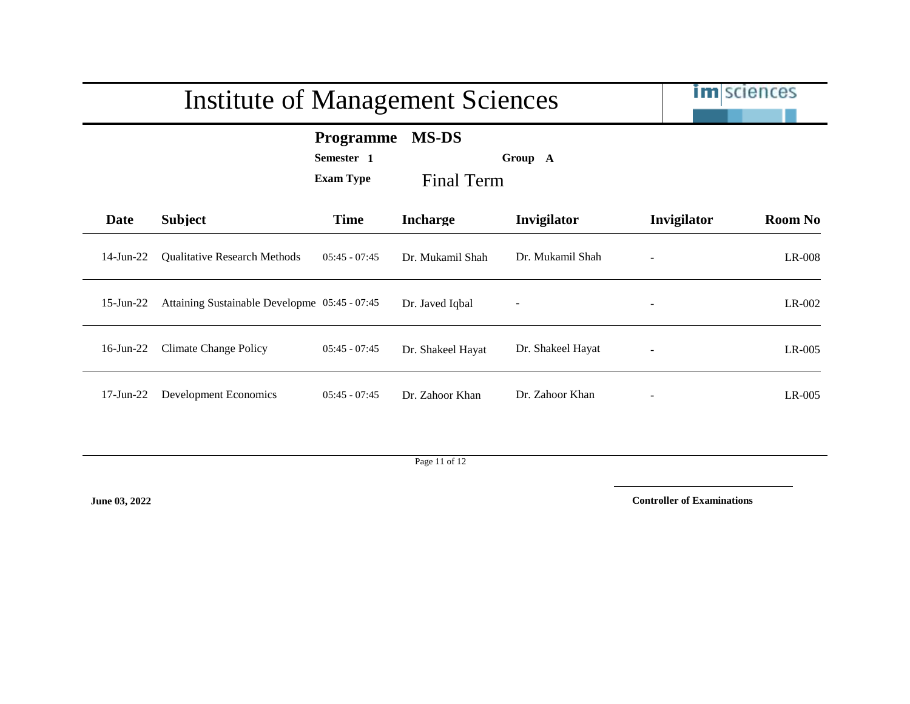# Institute of Management Sciences

**Programme** **MS-DS**

**Semester** **1** **Group** **A**

**Exam Type** Final Term

| Date | Subject | Time | Incharge | Invigilator | Invigilator | Room No |
|---|---|---|---|---|---|---|
| 14-Jun-22 | Qualitative Research Methods | 05:45 - 07:45 | Dr. Mukamil Shah | Dr. Mukamil Shah | - | LR-008 |
| 15-Jun-22 | Attaining Sustainable Developme | 05:45 - 07:45 | Dr. Javed Iqbal | - | - | LR-002 |
| 16-Jun-22 | Climate Change Policy | 05:45 - 07:45 | Dr. Shakeel Hayat | Dr. Shakeel Hayat | - | LR-005 |
| 17-Jun-22 | Development Economics | 05:45 - 07:45 | Dr. Zahoor Khan | Dr. Zahoor Khan | - | LR-005 |

**June 03, 2022**

**Controller of Examinations**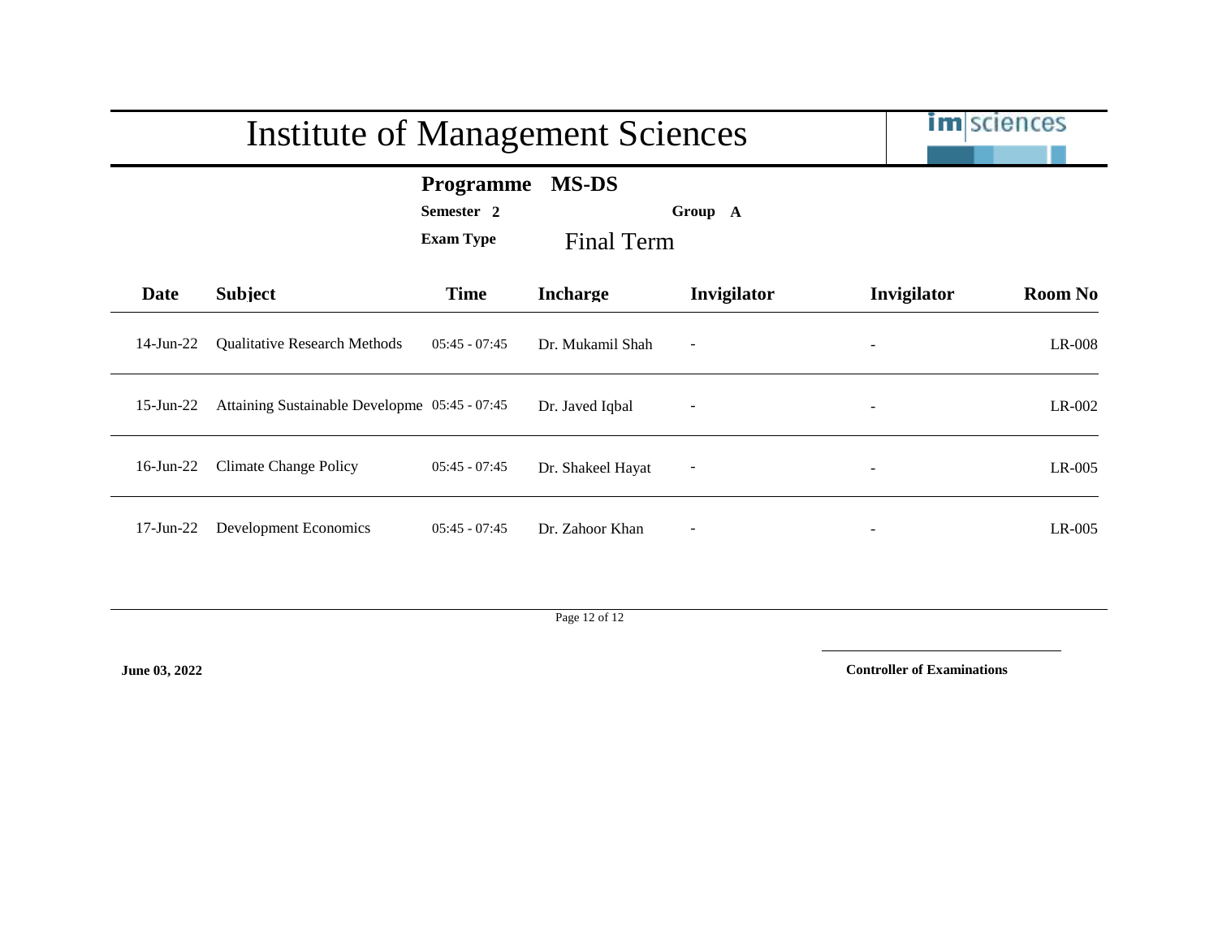# Institute of Management Sciences

**Programme MS-DS**

**Semester 2** **Group A**

**Exam Type** Final Term

| Date | Subject | Time | Incharge | Invigilator | Invigilator | Room No |
|---|---|---|---|---|---|---|
| 14-Jun-22 | Qualitative Research Methods | 05:45 - 07:45 | Dr. Mukamil Shah | - | - | LR-008 |
| 15-Jun-22 | Attaining Sustainable Developme | 05:45 - 07:45 | Dr. Javed Iqbal | - | - | LR-002 |
| 16-Jun-22 | Climate Change Policy | 05:45 - 07:45 | Dr. Shakeel Hayat | - | - | LR-005 |
| 17-Jun-22 | Development Economics | 05:45 - 07:45 | Dr. Zahoor Khan | - | - | LR-005 |

**June 03, 2022**

**Controller of Examinations**